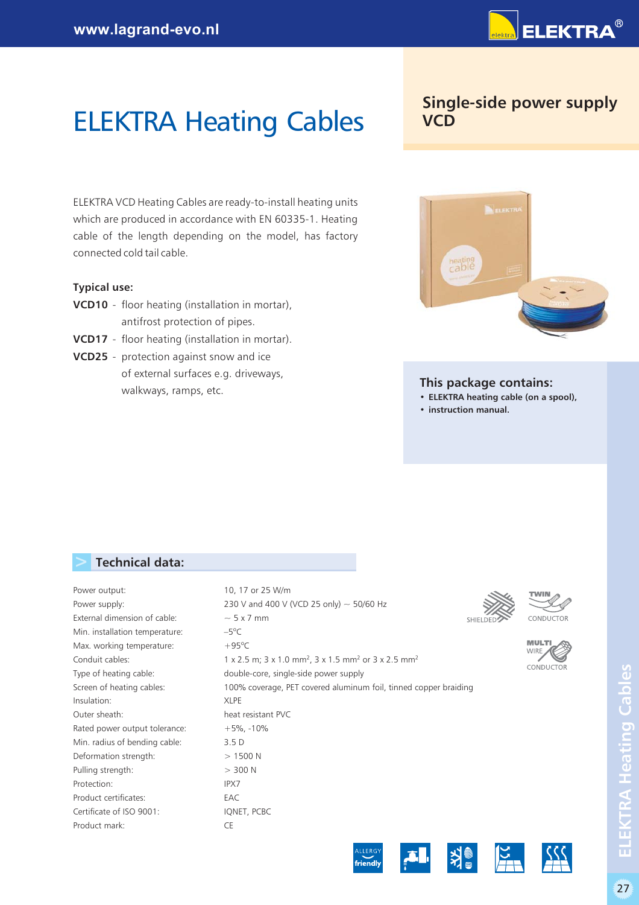# ELEKTRA Heating Cables

## Single-side power supply VCD

ELEKTRA VCD Heating Cables are ready-to-install heating units which are produced in accordance with EN 60335-1. Heating cable of the length depending on the model, has factory connected cold tail cable.

### Typical use:

**VCD10** - floor heating (installation in mortar), antifrost protection of pipes.

**VCD17** - floor heating (installation in mortar).

**VCD25** - protection against snow and ice of external surfaces e.g. driveways, walkways, ramps, etc.

### This package contains:

- **ELEKTRA heating cable (on a spool),**
- **instruction manual.**

### Technical data:

| | |
|---|---|
| Power output: | 10, 17 or 25 W/m |
| Power supply: | 230 V and 400 V (VCD 25 only) ~ 50/60 Hz |
| External dimension of cable: | ~ 5 x 7 mm |
| Min. installation temperature: | –5°C |
| Max. working temperature: | +95°C |
| Conduit cables: | 1 x 2.5 m; 3 x 1.0 mm$^2$, 3 x 1.5 mm$^2$ or 3 x 2.5 mm$^2$ |
| Type of heating cable: | double-core, single-side power supply |
| Screen of heating cables: | 100% coverage, PET covered aluminum foil, tinned copper braiding |
| Insulation: | XLPE |
| Outer sheath: | heat resistant PVC |
| Rated power output tolerance: | +5%, -10% |
| Min. radius of bending cable: | 3.5 D |
| Deformation strength: | > 1500 N |
| Pulling strength: | > 300 N |
| Protection: | IPX7 |
| Product certificates: | EAC |
| Certificate of ISO 9001: | IQNET, PCBC |
| Product mark: | CE |

SHIELDED

TWIN CONDUCTOR

MULTI WIRE CONDUCTOR

ALLERGY friendly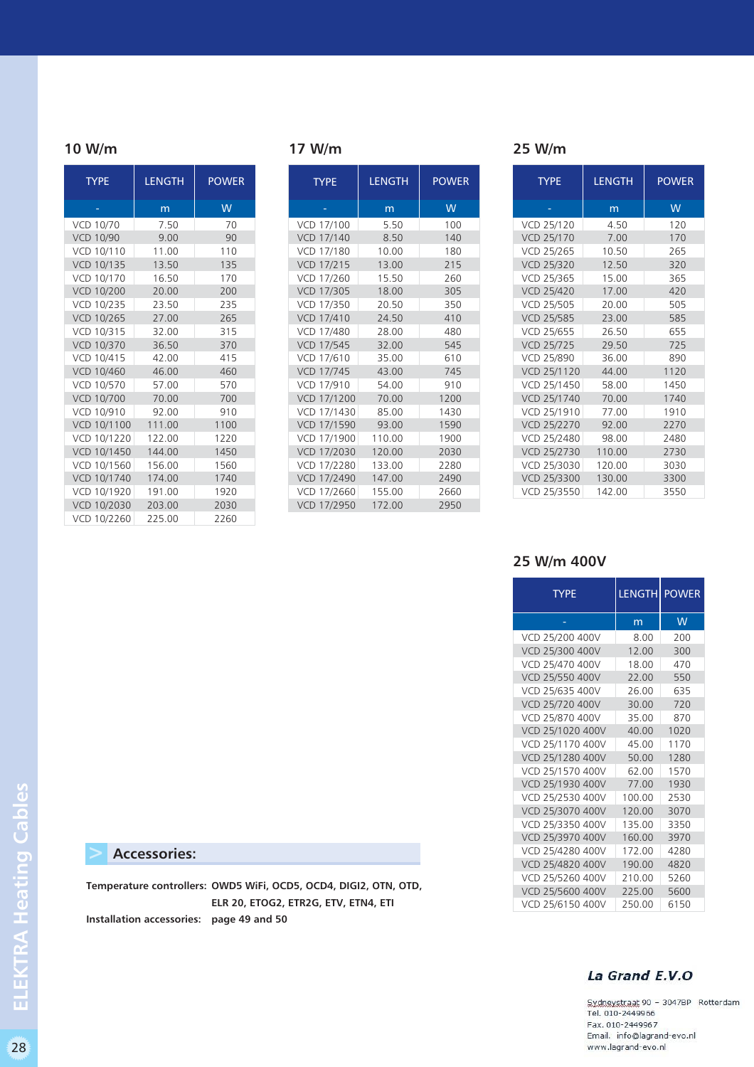## 10 W/m

| TYPE | LENGTH | POWER |
|---|---|---|
| - | m | W |
| VCD 10/70 | 7.50 | 70 |
| VCD 10/90 | 9.00 | 90 |
| VCD 10/110 | 11.00 | 110 |
| VCD 10/135 | 13.50 | 135 |
| VCD 10/170 | 16.50 | 170 |
| VCD 10/200 | 20.00 | 200 |
| VCD 10/235 | 23.50 | 235 |
| VCD 10/265 | 27.00 | 265 |
| VCD 10/315 | 32.00 | 315 |
| VCD 10/370 | 36.50 | 370 |
| VCD 10/415 | 42.00 | 415 |
| VCD 10/460 | 46.00 | 460 |
| VCD 10/570 | 57.00 | 570 |
| VCD 10/700 | 70.00 | 700 |
| VCD 10/910 | 92.00 | 910 |
| VCD 10/1100 | 111.00 | 1100 |
| VCD 10/1220 | 122.00 | 1220 |
| VCD 10/1450 | 144.00 | 1450 |
| VCD 10/1560 | 156.00 | 1560 |
| VCD 10/1740 | 174.00 | 1740 |
| VCD 10/1920 | 191.00 | 1920 |
| VCD 10/2030 | 203.00 | 2030 |
| VCD 10/2260 | 225.00 | 2260 |

## 17 W/m

| TYPE | LENGTH | POWER |
|---|---|---|
| - | m | W |
| VCD 17/100 | 5.50 | 100 |
| VCD 17/140 | 8.50 | 140 |
| VCD 17/180 | 10.00 | 180 |
| VCD 17/215 | 13.00 | 215 |
| VCD 17/260 | 15.50 | 260 |
| VCD 17/305 | 18.00 | 305 |
| VCD 17/350 | 20.50 | 350 |
| VCD 17/410 | 24.50 | 410 |
| VCD 17/480 | 28.00 | 480 |
| VCD 17/545 | 32.00 | 545 |
| VCD 17/610 | 35.00 | 610 |
| VCD 17/745 | 43.00 | 745 |
| VCD 17/910 | 54.00 | 910 |
| VCD 17/1200 | 70.00 | 1200 |
| VCD 17/1430 | 85.00 | 1430 |
| VCD 17/1590 | 93.00 | 1590 |
| VCD 17/1900 | 110.00 | 1900 |
| VCD 17/2030 | 120.00 | 2030 |
| VCD 17/2280 | 133.00 | 2280 |
| VCD 17/2490 | 147.00 | 2490 |
| VCD 17/2660 | 155.00 | 2660 |
| VCD 17/2950 | 172.00 | 2950 |

## 25 W/m

| TYPE | LENGTH | POWER |
|---|---|---|
| - | m | W |
| VCD 25/120 | 4.50 | 120 |
| VCD 25/170 | 7.00 | 170 |
| VCD 25/265 | 10.50 | 265 |
| VCD 25/320 | 12.50 | 320 |
| VCD 25/365 | 15.00 | 365 |
| VCD 25/420 | 17.00 | 420 |
| VCD 25/505 | 20.00 | 505 |
| VCD 25/585 | 23.00 | 585 |
| VCD 25/655 | 26.50 | 655 |
| VCD 25/725 | 29.50 | 725 |
| VCD 25/890 | 36.00 | 890 |
| VCD 25/1120 | 44.00 | 1120 |
| VCD 25/1450 | 58.00 | 1450 |
| VCD 25/1740 | 70.00 | 1740 |
| VCD 25/1910 | 77.00 | 1910 |
| VCD 25/2270 | 92.00 | 2270 |
| VCD 25/2480 | 98.00 | 2480 |
| VCD 25/2730 | 110.00 | 2730 |
| VCD 25/3030 | 120.00 | 3030 |
| VCD 25/3300 | 130.00 | 3300 |
| VCD 25/3550 | 142.00 | 3550 |

## 25 W/m 400V

| TYPE | LENGTH | POWER |
|---|---|---|
| - | m | W |
| VCD 25/200 400V | 8.00 | 200 |
| VCD 25/300 400V | 12.00 | 300 |
| VCD 25/470 400V | 18.00 | 470 |
| VCD 25/550 400V | 22.00 | 550 |
| VCD 25/635 400V | 26.00 | 635 |
| VCD 25/720 400V | 30.00 | 720 |
| VCD 25/870 400V | 35.00 | 870 |
| VCD 25/1020 400V | 40.00 | 1020 |
| VCD 25/1170 400V | 45.00 | 1170 |
| VCD 25/1280 400V | 50.00 | 1280 |
| VCD 25/1570 400V | 62.00 | 1570 |
| VCD 25/1930 400V | 77.00 | 1930 |
| VCD 25/2530 400V | 100.00 | 2530 |
| VCD 25/3070 400V | 120.00 | 3070 |
| VCD 25/3350 400V | 135.00 | 3350 |
| VCD 25/3970 400V | 160.00 | 3970 |
| VCD 25/4280 400V | 172.00 | 4280 |
| VCD 25/4820 400V | 190.00 | 4820 |
| VCD 25/5260 400V | 210.00 | 5260 |
| VCD 25/5600 400V | 225.00 | 5600 |
| VCD 25/6150 400V | 250.00 | 6150 |

## Accessories:

**Temperature controllers:** **OWD5 WiFi, OCD5, OCD4, DIGI2, OTN, OTD, ELR 20, ETOG2, ETR2G, ETV, ETN4, ETI**

**Installation accessories:** **page 49 and 50**

***La Grand E.V.O***

Sydneystraat 90 – 3047BP Rotterdam
Tel. 010-2449966
Fax. 010-2449967
Email. info@lagrand-evo.nl
www.lagrand-evo.nl